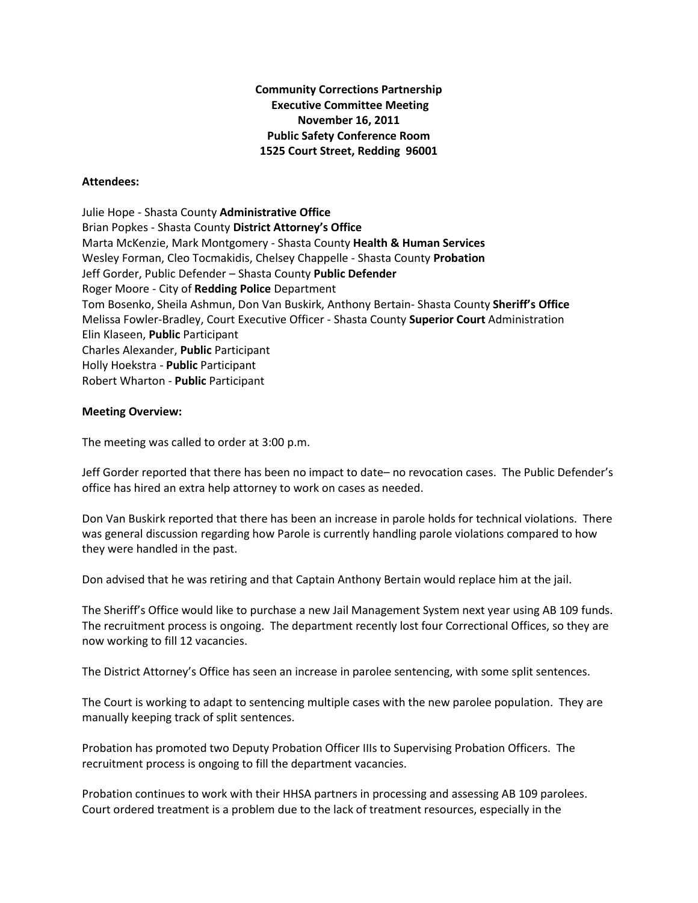**Community Corrections Partnership**
**Executive Committee Meeting**
**November 16, 2011**
**Public Safety Conference Room**
**1525 Court Street, Redding 96001**

**Attendees:**

Julie Hope - Shasta County **Administrative Office**
Brian Popkes - Shasta County **District Attorney's Office**
Marta McKenzie, Mark Montgomery - Shasta County **Health & Human Services**
Wesley Forman, Cleo Tocmakidis, Chelsey Chappelle - Shasta County **Probation**
Jeff Gorder, Public Defender – Shasta County **Public Defender**
Roger Moore - City of **Redding Police** Department
Tom Bosenko, Sheila Ashmun, Don Van Buskirk, Anthony Bertain- Shasta County **Sheriff's Office**
Melissa Fowler-Bradley, Court Executive Officer - Shasta County **Superior Court** Administration
Elin Klaseen, **Public** Participant
Charles Alexander, **Public** Participant
Holly Hoekstra - **Public** Participant
Robert Wharton - **Public** Participant

**Meeting Overview:**

The meeting was called to order at 3:00 p.m.

Jeff Gorder reported that there has been no impact to date– no revocation cases. The Public Defender's office has hired an extra help attorney to work on cases as needed.

Don Van Buskirk reported that there has been an increase in parole holds for technical violations. There was general discussion regarding how Parole is currently handling parole violations compared to how they were handled in the past.

Don advised that he was retiring and that Captain Anthony Bertain would replace him at the jail.

The Sheriff's Office would like to purchase a new Jail Management System next year using AB 109 funds. The recruitment process is ongoing. The department recently lost four Correctional Offices, so they are now working to fill 12 vacancies.

The District Attorney's Office has seen an increase in parolee sentencing, with some split sentences.

The Court is working to adapt to sentencing multiple cases with the new parolee population. They are manually keeping track of split sentences.

Probation has promoted two Deputy Probation Officer IIIs to Supervising Probation Officers. The recruitment process is ongoing to fill the department vacancies.

Probation continues to work with their HHSA partners in processing and assessing AB 109 parolees. Court ordered treatment is a problem due to the lack of treatment resources, especially in the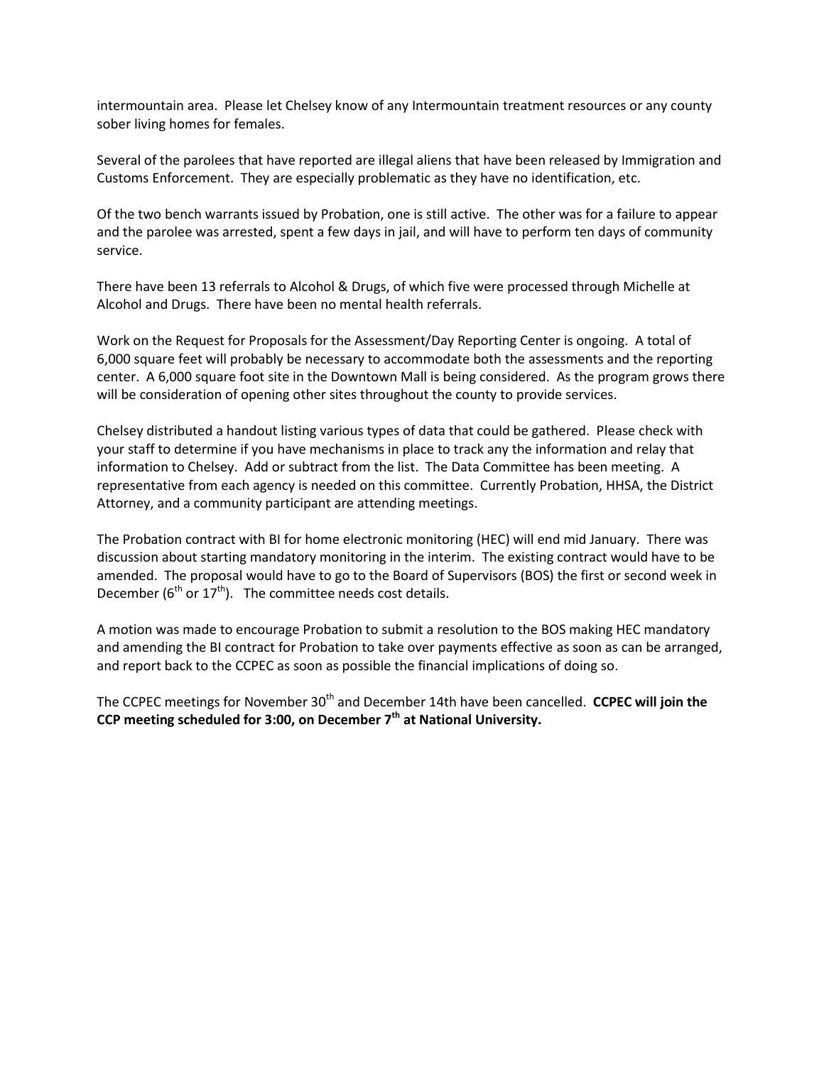intermountain area. Please let Chelsey know of any Intermountain treatment resources or any county sober living homes for females.

Several of the parolees that have reported are illegal aliens that have been released by Immigration and Customs Enforcement. They are especially problematic as they have no identification, etc.

Of the two bench warrants issued by Probation, one is still active. The other was for a failure to appear and the parolee was arrested, spent a few days in jail, and will have to perform ten days of community service.

There have been 13 referrals to Alcohol & Drugs, of which five were processed through Michelle at Alcohol and Drugs. There have been no mental health referrals.

Work on the Request for Proposals for the Assessment/Day Reporting Center is ongoing. A total of 6,000 square feet will probably be necessary to accommodate both the assessments and the reporting center. A 6,000 square foot site in the Downtown Mall is being considered. As the program grows there will be consideration of opening other sites throughout the county to provide services.

Chelsey distributed a handout listing various types of data that could be gathered. Please check with your staff to determine if you have mechanisms in place to track any the information and relay that information to Chelsey. Add or subtract from the list. The Data Committee has been meeting. A representative from each agency is needed on this committee. Currently Probation, HHSA, the District Attorney, and a community participant are attending meetings.

The Probation contract with BI for home electronic monitoring (HEC) will end mid January. There was discussion about starting mandatory monitoring in the interim. The existing contract would have to be amended. The proposal would have to go to the Board of Supervisors (BOS) the first or second week in December (6th or 17th). The committee needs cost details.

A motion was made to encourage Probation to submit a resolution to the BOS making HEC mandatory and amending the BI contract for Probation to take over payments effective as soon as can be arranged, and report back to the CCPEC as soon as possible the financial implications of doing so.

The CCPEC meetings for November 30th and December 14th have been cancelled. **CCPEC will join the CCP meeting scheduled for 3:00, on December 7th at National University.**